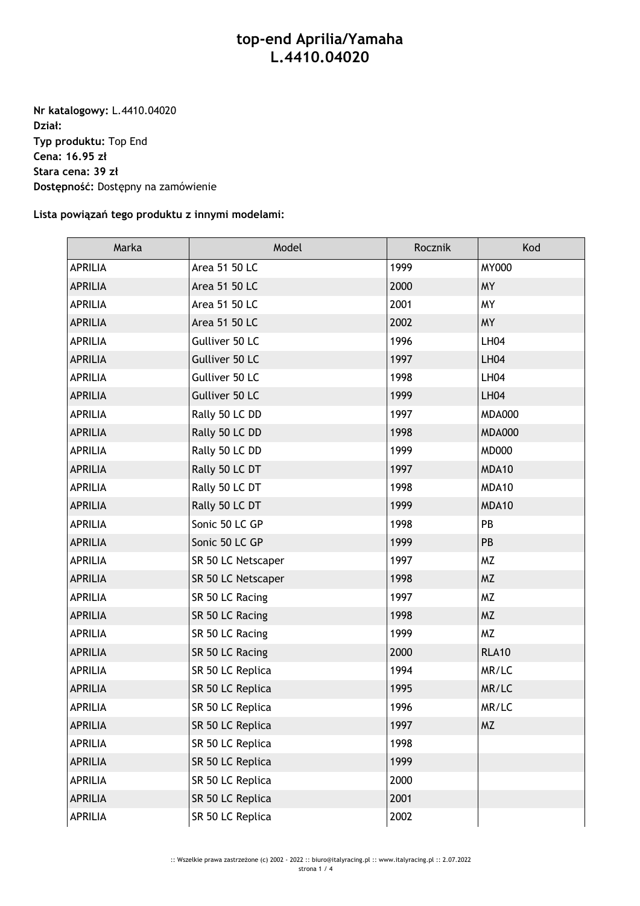# top-end Aprilia/Yamaha L.4410.04020

**Nr katalogowy:** L.4410.04020
**Dział:**
**Typ produktu:** Top End
**Cena: 16.95 zł**
**Stara cena: 39 zł**
**Dostępność:** Dostępny na zamówienie

**Lista powiązań tego produktu z innymi modelami:**

| Marka | Model | Rocznik | Kod |
|---|---|---|---|
| APRILIA | Area 51 50 LC | 1999 | MY000 |
| APRILIA | Area 51 50 LC | 2000 | MY |
| APRILIA | Area 51 50 LC | 2001 | MY |
| APRILIA | Area 51 50 LC | 2002 | MY |
| APRILIA | Gulliver 50 LC | 1996 | LH04 |
| APRILIA | Gulliver 50 LC | 1997 | LH04 |
| APRILIA | Gulliver 50 LC | 1998 | LH04 |
| APRILIA | Gulliver 50 LC | 1999 | LH04 |
| APRILIA | Rally 50 LC DD | 1997 | MDA000 |
| APRILIA | Rally 50 LC DD | 1998 | MDA000 |
| APRILIA | Rally 50 LC DD | 1999 | MD000 |
| APRILIA | Rally 50 LC DT | 1997 | MDA10 |
| APRILIA | Rally 50 LC DT | 1998 | MDA10 |
| APRILIA | Rally 50 LC DT | 1999 | MDA10 |
| APRILIA | Sonic 50 LC GP | 1998 | PB |
| APRILIA | Sonic 50 LC GP | 1999 | PB |
| APRILIA | SR 50 LC Netscaper | 1997 | MZ |
| APRILIA | SR 50 LC Netscaper | 1998 | MZ |
| APRILIA | SR 50 LC Racing | 1997 | MZ |
| APRILIA | SR 50 LC Racing | 1998 | MZ |
| APRILIA | SR 50 LC Racing | 1999 | MZ |
| APRILIA | SR 50 LC Racing | 2000 | RLA10 |
| APRILIA | SR 50 LC Replica | 1994 | MR/LC |
| APRILIA | SR 50 LC Replica | 1995 | MR/LC |
| APRILIA | SR 50 LC Replica | 1996 | MR/LC |
| APRILIA | SR 50 LC Replica | 1997 | MZ |
| APRILIA | SR 50 LC Replica | 1998 | |
| APRILIA | SR 50 LC Replica | 1999 | |
| APRILIA | SR 50 LC Replica | 2000 | |
| APRILIA | SR 50 LC Replica | 2001 | |
| APRILIA | SR 50 LC Replica | 2002 | |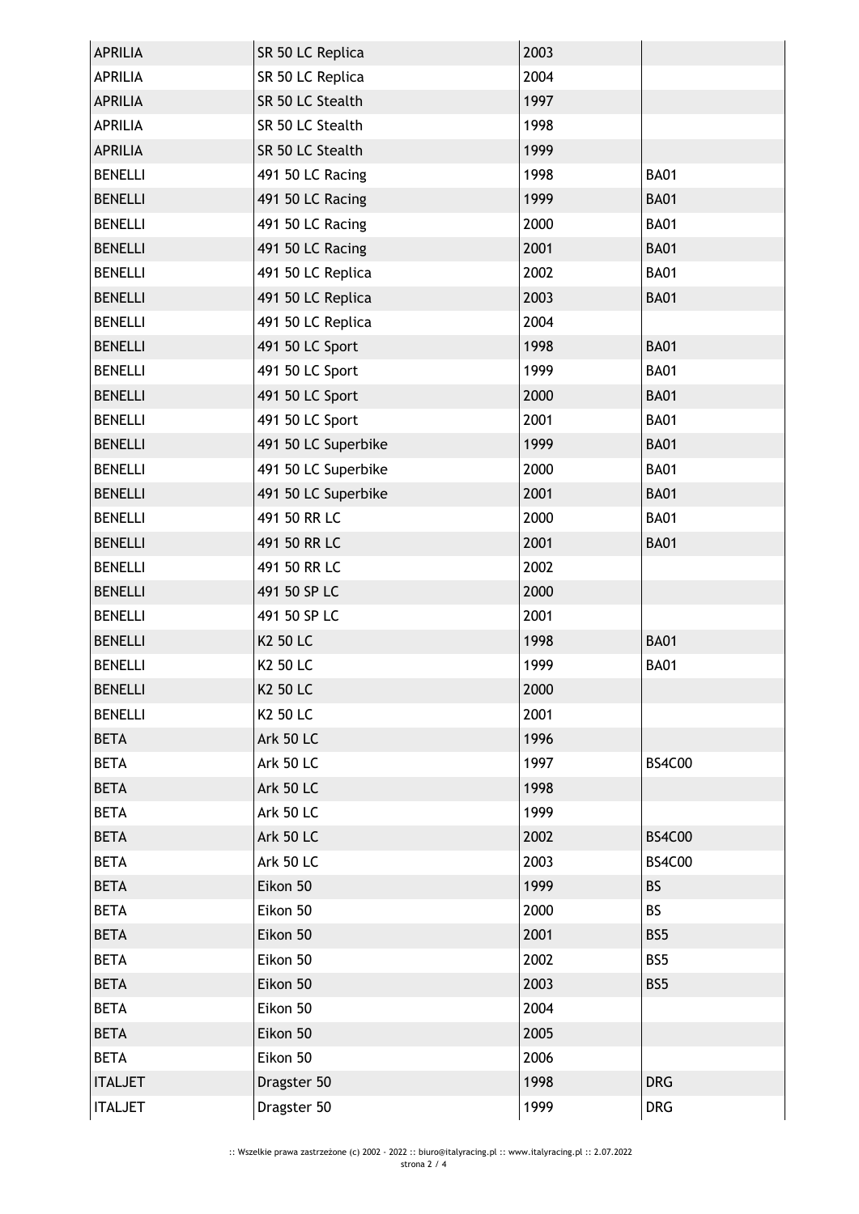| APRILIA | SR 50 LC Replica | 2003 | |
|---|---|---|---|
| APRILIA | SR 50 LC Replica | 2004 | |
| APRILIA | SR 50 LC Stealth | 1997 | |
| APRILIA | SR 50 LC Stealth | 1998 | |
| APRILIA | SR 50 LC Stealth | 1999 | |
| BENELLI | 491 50 LC Racing | 1998 | BA01 |
| BENELLI | 491 50 LC Racing | 1999 | BA01 |
| BENELLI | 491 50 LC Racing | 2000 | BA01 |
| BENELLI | 491 50 LC Racing | 2001 | BA01 |
| BENELLI | 491 50 LC Replica | 2002 | BA01 |
| BENELLI | 491 50 LC Replica | 2003 | BA01 |
| BENELLI | 491 50 LC Replica | 2004 | |
| BENELLI | 491 50 LC Sport | 1998 | BA01 |
| BENELLI | 491 50 LC Sport | 1999 | BA01 |
| BENELLI | 491 50 LC Sport | 2000 | BA01 |
| BENELLI | 491 50 LC Sport | 2001 | BA01 |
| BENELLI | 491 50 LC Superbike | 1999 | BA01 |
| BENELLI | 491 50 LC Superbike | 2000 | BA01 |
| BENELLI | 491 50 LC Superbike | 2001 | BA01 |
| BENELLI | 491 50 RR LC | 2000 | BA01 |
| BENELLI | 491 50 RR LC | 2001 | BA01 |
| BENELLI | 491 50 RR LC | 2002 | |
| BENELLI | 491 50 SP LC | 2000 | |
| BENELLI | 491 50 SP LC | 2001 | |
| BENELLI | K2 50 LC | 1998 | BA01 |
| BENELLI | K2 50 LC | 1999 | BA01 |
| BENELLI | K2 50 LC | 2000 | |
| BENELLI | K2 50 LC | 2001 | |
| BETA | Ark 50 LC | 1996 | |
| BETA | Ark 50 LC | 1997 | BS4C00 |
| BETA | Ark 50 LC | 1998 | |
| BETA | Ark 50 LC | 1999 | |
| BETA | Ark 50 LC | 2002 | BS4C00 |
| BETA | Ark 50 LC | 2003 | BS4C00 |
| BETA | Eikon 50 | 1999 | BS |
| BETA | Eikon 50 | 2000 | BS |
| BETA | Eikon 50 | 2001 | BS5 |
| BETA | Eikon 50 | 2002 | BS5 |
| BETA | Eikon 50 | 2003 | BS5 |
| BETA | Eikon 50 | 2004 | |
| BETA | Eikon 50 | 2005 | |
| BETA | Eikon 50 | 2006 | |
| ITALJET | Dragster 50 | 1998 | DRG |
| ITALJET | Dragster 50 | 1999 | DRG |

:: Wszelkie prawa zastrzeżone (c) 2002 - 2022 :: biuro@italyracing.pl :: www.italyracing.pl :: 2.07.2022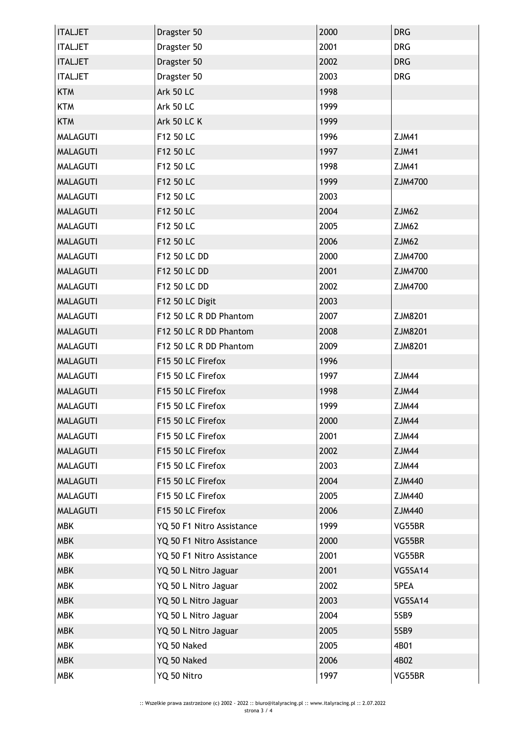| ITALJET | Dragster 50 | 2000 | DRG |
| --- | --- | --- | --- |
| ITALJET | Dragster 50 | 2001 | DRG |
| ITALJET | Dragster 50 | 2002 | DRG |
| ITALJET | Dragster 50 | 2003 | DRG |
| KTM | Ark 50 LC | 1998 | |
| KTM | Ark 50 LC | 1999 | |
| KTM | Ark 50 LC K | 1999 | |
| MALAGUTI | F12 50 LC | 1996 | ZJM41 |
| MALAGUTI | F12 50 LC | 1997 | ZJM41 |
| MALAGUTI | F12 50 LC | 1998 | ZJM41 |
| MALAGUTI | F12 50 LC | 1999 | ZJM4700 |
| MALAGUTI | F12 50 LC | 2003 | |
| MALAGUTI | F12 50 LC | 2004 | ZJM62 |
| MALAGUTI | F12 50 LC | 2005 | ZJM62 |
| MALAGUTI | F12 50 LC | 2006 | ZJM62 |
| MALAGUTI | F12 50 LC DD | 2000 | ZJM4700 |
| MALAGUTI | F12 50 LC DD | 2001 | ZJM4700 |
| MALAGUTI | F12 50 LC DD | 2002 | ZJM4700 |
| MALAGUTI | F12 50 LC Digit | 2003 | |
| MALAGUTI | F12 50 LC R DD Phantom | 2007 | ZJM8201 |
| MALAGUTI | F12 50 LC R DD Phantom | 2008 | ZJM8201 |
| MALAGUTI | F12 50 LC R DD Phantom | 2009 | ZJM8201 |
| MALAGUTI | F15 50 LC Firefox | 1996 | |
| MALAGUTI | F15 50 LC Firefox | 1997 | ZJM44 |
| MALAGUTI | F15 50 LC Firefox | 1998 | ZJM44 |
| MALAGUTI | F15 50 LC Firefox | 1999 | ZJM44 |
| MALAGUTI | F15 50 LC Firefox | 2000 | ZJM44 |
| MALAGUTI | F15 50 LC Firefox | 2001 | ZJM44 |
| MALAGUTI | F15 50 LC Firefox | 2002 | ZJM44 |
| MALAGUTI | F15 50 LC Firefox | 2003 | ZJM44 |
| MALAGUTI | F15 50 LC Firefox | 2004 | ZJM440 |
| MALAGUTI | F15 50 LC Firefox | 2005 | ZJM440 |
| MALAGUTI | F15 50 LC Firefox | 2006 | ZJM440 |
| MBK | YQ 50 F1 Nitro Assistance | 1999 | VG55BR |
| MBK | YQ 50 F1 Nitro Assistance | 2000 | VG55BR |
| MBK | YQ 50 F1 Nitro Assistance | 2001 | VG55BR |
| MBK | YQ 50 L Nitro Jaguar | 2001 | VG5SA14 |
| MBK | YQ 50 L Nitro Jaguar | 2002 | 5PEA |
| MBK | YQ 50 L Nitro Jaguar | 2003 | VG5SA14 |
| MBK | YQ 50 L Nitro Jaguar | 2004 | 5SB9 |
| MBK | YQ 50 L Nitro Jaguar | 2005 | 5SB9 |
| MBK | YQ 50 Naked | 2005 | 4B01 |
| MBK | YQ 50 Naked | 2006 | 4B02 |
| MBK | YQ 50 Nitro | 1997 | VG55BR |

:: Wszelkie prawa zastrzeżone (c) 2002 - 2022 :: biuro@italyracing.pl :: www.italyracing.pl :: 2.07.2022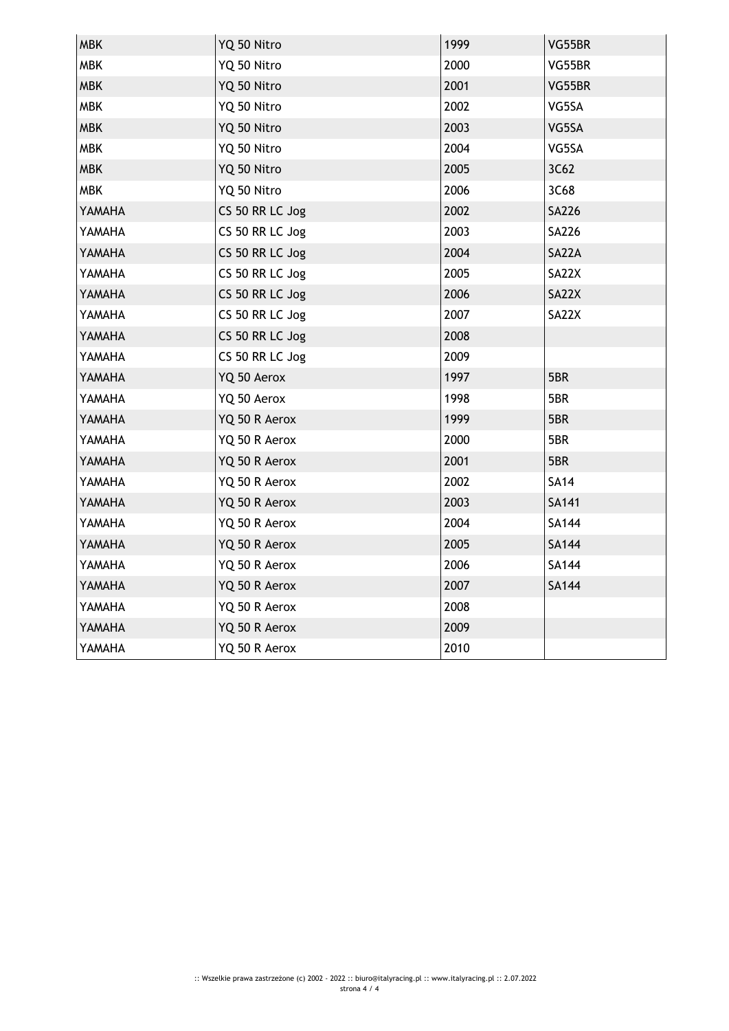| | | | |
|---|---|---|---|
| MBK | YQ 50 Nitro | 1999 | VG55BR |
| MBK | YQ 50 Nitro | 2000 | VG55BR |
| MBK | YQ 50 Nitro | 2001 | VG55BR |
| MBK | YQ 50 Nitro | 2002 | VG5SA |
| MBK | YQ 50 Nitro | 2003 | VG5SA |
| MBK | YQ 50 Nitro | 2004 | VG5SA |
| MBK | YQ 50 Nitro | 2005 | 3C62 |
| MBK | YQ 50 Nitro | 2006 | 3C68 |
| YAMAHA | CS 50 RR LC Jog | 2002 | SA226 |
| YAMAHA | CS 50 RR LC Jog | 2003 | SA226 |
| YAMAHA | CS 50 RR LC Jog | 2004 | SA22A |
| YAMAHA | CS 50 RR LC Jog | 2005 | SA22X |
| YAMAHA | CS 50 RR LC Jog | 2006 | SA22X |
| YAMAHA | CS 50 RR LC Jog | 2007 | SA22X |
| YAMAHA | CS 50 RR LC Jog | 2008 | |
| YAMAHA | CS 50 RR LC Jog | 2009 | |
| YAMAHA | YQ 50 Aerox | 1997 | 5BR |
| YAMAHA | YQ 50 Aerox | 1998 | 5BR |
| YAMAHA | YQ 50 R Aerox | 1999 | 5BR |
| YAMAHA | YQ 50 R Aerox | 2000 | 5BR |
| YAMAHA | YQ 50 R Aerox | 2001 | 5BR |
| YAMAHA | YQ 50 R Aerox | 2002 | SA14 |
| YAMAHA | YQ 50 R Aerox | 2003 | SA141 |
| YAMAHA | YQ 50 R Aerox | 2004 | SA144 |
| YAMAHA | YQ 50 R Aerox | 2005 | SA144 |
| YAMAHA | YQ 50 R Aerox | 2006 | SA144 |
| YAMAHA | YQ 50 R Aerox | 2007 | SA144 |
| YAMAHA | YQ 50 R Aerox | 2008 | |
| YAMAHA | YQ 50 R Aerox | 2009 | |
| YAMAHA | YQ 50 R Aerox | 2010 | |

:: Wszelkie prawa zastrzeżone (c) 2002 - 2022 :: biuro@italyracing.pl :: www.italyracing.pl :: 2.07.2022